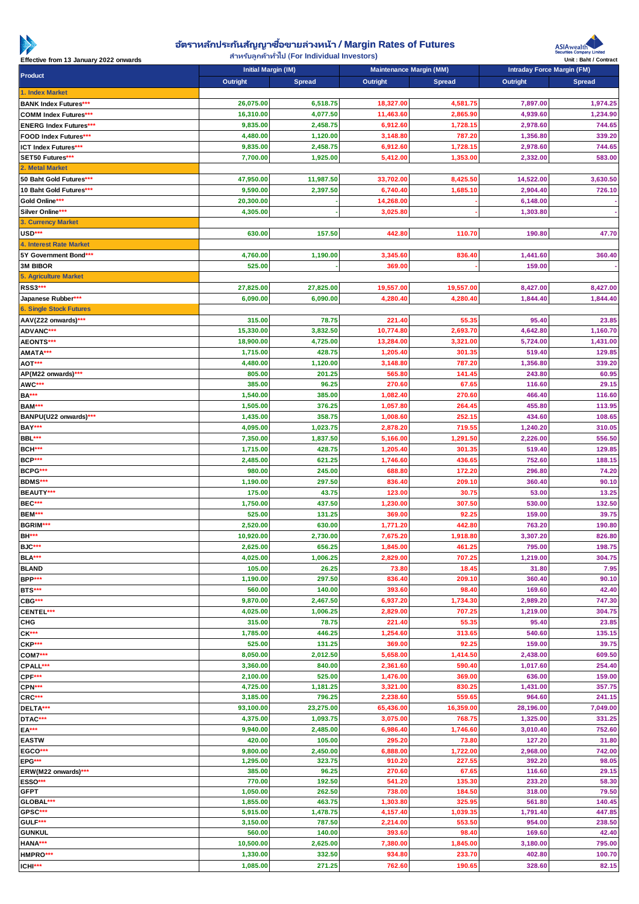# อัตราหลักประกันสัญญาซื้อขายล่วงหน้า / Margin Rates of Futures

สำหรับลูกค้าทั่วไป (For Individual Investors)

ASIAwealth Securities Company Limited

Effective from 13 January 2022 onwards

Unit : Baht / Contract

| Product | Initial Margin (IM) | | Maintenance Margin (MM) | | Intraday Force Margin (FM) | |
|---|---|---|---|---|---|---|
| | Outright | Spread | Outright | Spread | Outright | Spread |
| 1. Index Market | | | | | | |
| BANK Index Futures*** | 26,075.00 | 6,518.75 | 18,327.00 | 4,581.75 | 7,897.00 | 1,974.25 |
| COMM Index Futures*** | 16,310.00 | 4,077.50 | 11,463.60 | 2,865.90 | 4,939.60 | 1,234.90 |
| ENERG Index Futures*** | 9,835.00 | 2,458.75 | 6,912.60 | 1,728.15 | 2,978.60 | 744.65 |
| FOOD Index Futures*** | 4,480.00 | 1,120.00 | 3,148.80 | 787.20 | 1,356.80 | 339.20 |
| ICT Index Futures*** | 9,835.00 | 2,458.75 | 6,912.60 | 1,728.15 | 2,978.60 | 744.65 |
| SET50 Futures*** | 7,700.00 | 1,925.00 | 5,412.00 | 1,353.00 | 2,332.00 | 583.00 |
| 2. Metal Market | | | | | | |
| 50 Baht Gold Futures*** | 47,950.00 | 11,987.50 | 33,702.00 | 8,425.50 | 14,522.00 | 3,630.50 |
| 10 Baht Gold Futures*** | 9,590.00 | 2,397.50 | 6,740.40 | 1,685.10 | 2,904.40 | 726.10 |
| Gold Online*** | 20,300.00 | - | 14,268.00 | - | 6,148.00 | - |
| Silver Online*** | 4,305.00 | - | 3,025.80 | - | 1,303.80 | - |
| 3. Currency Market | | | | | | |
| USD*** | 630.00 | 157.50 | 442.80 | 110.70 | 190.80 | 47.70 |
| 4. Interest Rate Market | | | | | | |
| 5Y Government Bond*** | 4,760.00 | 1,190.00 | 3,345.60 | 836.40 | 1,441.60 | 360.40 |
| 3M BIBOR | 525.00 | - | 369.00 | - | 159.00 | - |
| 5. Agriculture Market | | | | | | |
| RSS3*** | 27,825.00 | 27,825.00 | 19,557.00 | 19,557.00 | 8,427.00 | 8,427.00 |
| Japanese Rubber*** | 6,090.00 | 6,090.00 | 4,280.40 | 4,280.40 | 1,844.40 | 1,844.40 |
| 6. Single Stock Futures | | | | | | |
| AAV(Z22 onwards)*** | 315.00 | 78.75 | 221.40 | 55.35 | 95.40 | 23.85 |
| ADVANC*** | 15,330.00 | 3,832.50 | 10,774.80 | 2,693.70 | 4,642.80 | 1,160.70 |
| AEONTS*** | 18,900.00 | 4,725.00 | 13,284.00 | 3,321.00 | 5,724.00 | 1,431.00 |
| AMATA*** | 1,715.00 | 428.75 | 1,205.40 | 301.35 | 519.40 | 129.85 |
| AOT*** | 4,480.00 | 1,120.00 | 3,148.80 | 787.20 | 1,356.80 | 339.20 |
| AP(M22 onwards)*** | 805.00 | 201.25 | 565.80 | 141.45 | 243.80 | 60.95 |
| AWC*** | 385.00 | 96.25 | 270.60 | 67.65 | 116.60 | 29.15 |
| BA*** | 1,540.00 | 385.00 | 1,082.40 | 270.60 | 466.40 | 116.60 |
| BAM*** | 1,505.00 | 376.25 | 1,057.80 | 264.45 | 455.80 | 113.95 |
| BANPU(U22 onwards)*** | 1,435.00 | 358.75 | 1,008.60 | 252.15 | 434.60 | 108.65 |
| BAY*** | 4,095.00 | 1,023.75 | 2,878.20 | 719.55 | 1,240.20 | 310.05 |
| BBL*** | 7,350.00 | 1,837.50 | 5,166.00 | 1,291.50 | 2,226.00 | 556.50 |
| BCH*** | 1,715.00 | 428.75 | 1,205.40 | 301.35 | 519.40 | 129.85 |
| BCP*** | 2,485.00 | 621.25 | 1,746.60 | 436.65 | 752.60 | 188.15 |
| BCPG*** | 980.00 | 245.00 | 688.80 | 172.20 | 296.80 | 74.20 |
| BDMS*** | 1,190.00 | 297.50 | 836.40 | 209.10 | 360.40 | 90.10 |
| BEAUTY*** | 175.00 | 43.75 | 123.00 | 30.75 | 53.00 | 13.25 |
| BEC*** | 1,750.00 | 437.50 | 1,230.00 | 307.50 | 530.00 | 132.50 |
| BEM*** | 525.00 | 131.25 | 369.00 | 92.25 | 159.00 | 39.75 |
| BGRIM*** | 2,520.00 | 630.00 | 1,771.20 | 442.80 | 763.20 | 190.80 |
| BH*** | 10,920.00 | 2,730.00 | 7,675.20 | 1,918.80 | 3,307.20 | 826.80 |
| BJC*** | 2,625.00 | 656.25 | 1,845.00 | 461.25 | 795.00 | 198.75 |
| BLA*** | 4,025.00 | 1,006.25 | 2,829.00 | 707.25 | 1,219.00 | 304.75 |
| BLAND | 105.00 | 26.25 | 73.80 | 18.45 | 31.80 | 7.95 |
| BPP*** | 1,190.00 | 297.50 | 836.40 | 209.10 | 360.40 | 90.10 |
| BTS*** | 560.00 | 140.00 | 393.60 | 98.40 | 169.60 | 42.40 |
| CBG*** | 9,870.00 | 2,467.50 | 6,937.20 | 1,734.30 | 2,989.20 | 747.30 |
| CENTEL*** | 4,025.00 | 1,006.25 | 2,829.00 | 707.25 | 1,219.00 | 304.75 |
| CHG | 315.00 | 78.75 | 221.40 | 55.35 | 95.40 | 23.85 |
| CK*** | 1,785.00 | 446.25 | 1,254.60 | 313.65 | 540.60 | 135.15 |
| CKP*** | 525.00 | 131.25 | 369.00 | 92.25 | 159.00 | 39.75 |
| COM7*** | 8,050.00 | 2,012.50 | 5,658.00 | 1,414.50 | 2,438.00 | 609.50 |
| CPALL*** | 3,360.00 | 840.00 | 2,361.60 | 590.40 | 1,017.60 | 254.40 |
| CPF*** | 2,100.00 | 525.00 | 1,476.00 | 369.00 | 636.00 | 159.00 |
| CPN*** | 4,725.00 | 1,181.25 | 3,321.00 | 830.25 | 1,431.00 | 357.75 |
| CRC*** | 3,185.00 | 796.25 | 2,238.60 | 559.65 | 964.60 | 241.15 |
| DELTA*** | 93,100.00 | 23,275.00 | 65,436.00 | 16,359.00 | 28,196.00 | 7,049.00 |
| DTAC*** | 4,375.00 | 1,093.75 | 3,075.00 | 768.75 | 1,325.00 | 331.25 |
| EA*** | 9,940.00 | 2,485.00 | 6,986.40 | 1,746.60 | 3,010.40 | 752.60 |
| EASTW | 420.00 | 105.00 | 295.20 | 73.80 | 127.20 | 31.80 |
| EGCO*** | 9,800.00 | 2,450.00 | 6,888.00 | 1,722.00 | 2,968.00 | 742.00 |
| EPG*** | 1,295.00 | 323.75 | 910.20 | 227.55 | 392.20 | 98.05 |
| ERW(M22 onwards)*** | 385.00 | 96.25 | 270.60 | 67.65 | 116.60 | 29.15 |
| ESSO*** | 770.00 | 192.50 | 541.20 | 135.30 | 233.20 | 58.30 |
| GFPT | 1,050.00 | 262.50 | 738.00 | 184.50 | 318.00 | 79.50 |
| GLOBAL*** | 1,855.00 | 463.75 | 1,303.80 | 325.95 | 561.80 | 140.45 |
| GPSC*** | 5,915.00 | 1,478.75 | 4,157.40 | 1,039.35 | 1,791.40 | 447.85 |
| GULF*** | 3,150.00 | 787.50 | 2,214.00 | 553.50 | 954.00 | 238.50 |
| GUNKUL | 560.00 | 140.00 | 393.60 | 98.40 | 169.60 | 42.40 |
| HANA*** | 10,500.00 | 2,625.00 | 7,380.00 | 1,845.00 | 3,180.00 | 795.00 |
| HMPRO*** | 1,330.00 | 332.50 | 934.80 | 233.70 | 402.80 | 100.70 |
| ICHI*** | 1,085.00 | 271.25 | 762.60 | 190.65 | 328.60 | 82.15 |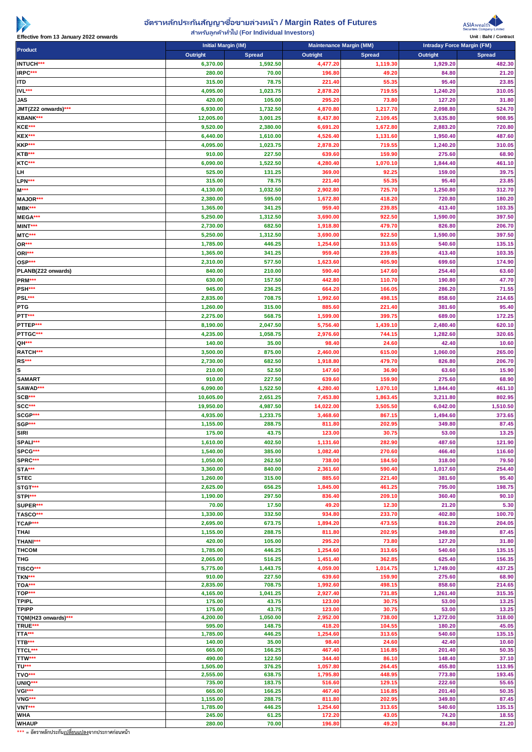# อัตราหลักประกันสัญญาซื้อขายล่วงหน้า / Margin Rates of Futures

สำหรับลูกค้าทั่วไป (For Individual Investors)

Effective from 13 January 2022 onwards

Unit : Baht / Contract

| Product | Initial Margin (IM) | | Maintenance Margin (MM) | | Intraday Force Margin (FM) | |
|---|---|---|---|---|---|---|
| | Outright | Spread | Outright | Spread | Outright | Spread |
| INTUCH*** | 6,370.00 | 1,592.50 | 4,477.20 | 1,119.30 | 1,929.20 | 482.30 |
| IRPC*** | 280.00 | 70.00 | 196.80 | 49.20 | 84.80 | 21.20 |
| ITD | 315.00 | 78.75 | 221.40 | 55.35 | 95.40 | 23.85 |
| IVL*** | 4,095.00 | 1,023.75 | 2,878.20 | 719.55 | 1,240.20 | 310.05 |
| JAS | 420.00 | 105.00 | 295.20 | 73.80 | 127.20 | 31.80 |
| JMT(Z22 onwards)*** | 6,930.00 | 1,732.50 | 4,870.80 | 1,217.70 | 2,098.80 | 524.70 |
| KBANK*** | 12,005.00 | 3,001.25 | 8,437.80 | 2,109.45 | 3,635.80 | 908.95 |
| KCE*** | 9,520.00 | 2,380.00 | 6,691.20 | 1,672.80 | 2,883.20 | 720.80 |
| KEX*** | 6,440.00 | 1,610.00 | 4,526.40 | 1,131.60 | 1,950.40 | 487.60 |
| KKP*** | 4,095.00 | 1,023.75 | 2,878.20 | 719.55 | 1,240.20 | 310.05 |
| KTB*** | 910.00 | 227.50 | 639.60 | 159.90 | 275.60 | 68.90 |
| KTC*** | 6,090.00 | 1,522.50 | 4,280.40 | 1,070.10 | 1,844.40 | 461.10 |
| LH | 525.00 | 131.25 | 369.00 | 92.25 | 159.00 | 39.75 |
| LPN*** | 315.00 | 78.75 | 221.40 | 55.35 | 95.40 | 23.85 |
| M*** | 4,130.00 | 1,032.50 | 2,902.80 | 725.70 | 1,250.80 | 312.70 |
| MAJOR*** | 2,380.00 | 595.00 | 1,672.80 | 418.20 | 720.80 | 180.20 |
| MBK*** | 1,365.00 | 341.25 | 959.40 | 239.85 | 413.40 | 103.35 |
| MEGA*** | 5,250.00 | 1,312.50 | 3,690.00 | 922.50 | 1,590.00 | 397.50 |
| MINT*** | 2,730.00 | 682.50 | 1,918.80 | 479.70 | 826.80 | 206.70 |
| MTC*** | 5,250.00 | 1,312.50 | 3,690.00 | 922.50 | 1,590.00 | 397.50 |
| OR*** | 1,785.00 | 446.25 | 1,254.60 | 313.65 | 540.60 | 135.15 |
| ORI*** | 1,365.00 | 341.25 | 959.40 | 239.85 | 413.40 | 103.35 |
| OSP*** | 2,310.00 | 577.50 | 1,623.60 | 405.90 | 699.60 | 174.90 |
| PLANB(Z22 onwards) | 840.00 | 210.00 | 590.40 | 147.60 | 254.40 | 63.60 |
| PRM*** | 630.00 | 157.50 | 442.80 | 110.70 | 190.80 | 47.70 |
| PSH*** | 945.00 | 236.25 | 664.20 | 166.05 | 286.20 | 71.55 |
| PSL*** | 2,835.00 | 708.75 | 1,992.60 | 498.15 | 858.60 | 214.65 |
| PTG | 1,260.00 | 315.00 | 885.60 | 221.40 | 381.60 | 95.40 |
| PTT*** | 2,275.00 | 568.75 | 1,599.00 | 399.75 | 689.00 | 172.25 |
| PTTEP*** | 8,190.00 | 2,047.50 | 5,756.40 | 1,439.10 | 2,480.40 | 620.10 |
| PTTGC*** | 4,235.00 | 1,058.75 | 2,976.60 | 744.15 | 1,282.60 | 320.65 |
| QH*** | 140.00 | 35.00 | 98.40 | 24.60 | 42.40 | 10.60 |
| RATCH*** | 3,500.00 | 875.00 | 2,460.00 | 615.00 | 1,060.00 | 265.00 |
| RS*** | 2,730.00 | 682.50 | 1,918.80 | 479.70 | 826.80 | 206.70 |
| S | 210.00 | 52.50 | 147.60 | 36.90 | 63.60 | 15.90 |
| SAMART | 910.00 | 227.50 | 639.60 | 159.90 | 275.60 | 68.90 |
| SAWAD*** | 6,090.00 | 1,522.50 | 4,280.40 | 1,070.10 | 1,844.40 | 461.10 |
| SCB*** | 10,605.00 | 2,651.25 | 7,453.80 | 1,863.45 | 3,211.80 | 802.95 |
| SCC*** | 19,950.00 | 4,987.50 | 14,022.00 | 3,505.50 | 6,042.00 | 1,510.50 |
| SCGP*** | 4,935.00 | 1,233.75 | 3,468.60 | 867.15 | 1,494.60 | 373.65 |
| SGP*** | 1,155.00 | 288.75 | 811.80 | 202.95 | 349.80 | 87.45 |
| SIRI | 175.00 | 43.75 | 123.00 | 30.75 | 53.00 | 13.25 |
| SPALI*** | 1,610.00 | 402.50 | 1,131.60 | 282.90 | 487.60 | 121.90 |
| SPCG*** | 1,540.00 | 385.00 | 1,082.40 | 270.60 | 466.40 | 116.60 |
| SPRC*** | 1,050.00 | 262.50 | 738.00 | 184.50 | 318.00 | 79.50 |
| STA*** | 3,360.00 | 840.00 | 2,361.60 | 590.40 | 1,017.60 | 254.40 |
| STEC | 1,260.00 | 315.00 | 885.60 | 221.40 | 381.60 | 95.40 |
| STGT*** | 2,625.00 | 656.25 | 1,845.00 | 461.25 | 795.00 | 198.75 |
| STPI*** | 1,190.00 | 297.50 | 836.40 | 209.10 | 360.40 | 90.10 |
| SUPER*** | 70.00 | 17.50 | 49.20 | 12.30 | 21.20 | 5.30 |
| TASCO*** | 1,330.00 | 332.50 | 934.80 | 233.70 | 402.80 | 100.70 |
| TCAP*** | 2,695.00 | 673.75 | 1,894.20 | 473.55 | 816.20 | 204.05 |
| THAI | 1,155.00 | 288.75 | 811.80 | 202.95 | 349.80 | 87.45 |
| THANI*** | 420.00 | 105.00 | 295.20 | 73.80 | 127.20 | 31.80 |
| THCOM | 1,785.00 | 446.25 | 1,254.60 | 313.65 | 540.60 | 135.15 |
| THG | 2,065.00 | 516.25 | 1,451.40 | 362.85 | 625.40 | 156.35 |
| TISCO*** | 5,775.00 | 1,443.75 | 4,059.00 | 1,014.75 | 1,749.00 | 437.25 |
| TKN*** | 910.00 | 227.50 | 639.60 | 159.90 | 275.60 | 68.90 |
| TOA*** | 2,835.00 | 708.75 | 1,992.60 | 498.15 | 858.60 | 214.65 |
| TOP*** | 4,165.00 | 1,041.25 | 2,927.40 | 731.85 | 1,261.40 | 315.35 |
| TPIPL | 175.00 | 43.75 | 123.00 | 30.75 | 53.00 | 13.25 |
| TPIPP | 175.00 | 43.75 | 123.00 | 30.75 | 53.00 | 13.25 |
| TQM(H23 onwards)*** | 4,200.00 | 1,050.00 | 2,952.00 | 738.00 | 1,272.00 | 318.00 |
| TRUE*** | 595.00 | 148.75 | 418.20 | 104.55 | 180.20 | 45.05 |
| TTA*** | 1,785.00 | 446.25 | 1,254.60 | 313.65 | 540.60 | 135.15 |
| TTB*** | 140.00 | 35.00 | 98.40 | 24.60 | 42.40 | 10.60 |
| TTCL*** | 665.00 | 166.25 | 467.40 | 116.85 | 201.40 | 50.35 |
| TTW*** | 490.00 | 122.50 | 344.40 | 86.10 | 148.40 | 37.10 |
| TU*** | 1,505.00 | 376.25 | 1,057.80 | 264.45 | 455.80 | 113.95 |
| TVO*** | 2,555.00 | 638.75 | 1,795.80 | 448.95 | 773.80 | 193.45 |
| UNIQ*** | 735.00 | 183.75 | 516.60 | 129.15 | 222.60 | 55.65 |
| VGI*** | 665.00 | 166.25 | 467.40 | 116.85 | 201.40 | 50.35 |
| VNG*** | 1,155.00 | 288.75 | 811.80 | 202.95 | 349.80 | 87.45 |
| VNT*** | 1,785.00 | 446.25 | 1,254.60 | 313.65 | 540.60 | 135.15 |
| WHA | 245.00 | 61.25 | 172.20 | 43.05 | 74.20 | 18.55 |
| WHAUP | 280.00 | 70.00 | 196.80 | 49.20 | 84.80 | 21.20 |

*** = อัตราหลักประกันเปลี่ยนแปลงจากประกาศก่อนหน้า